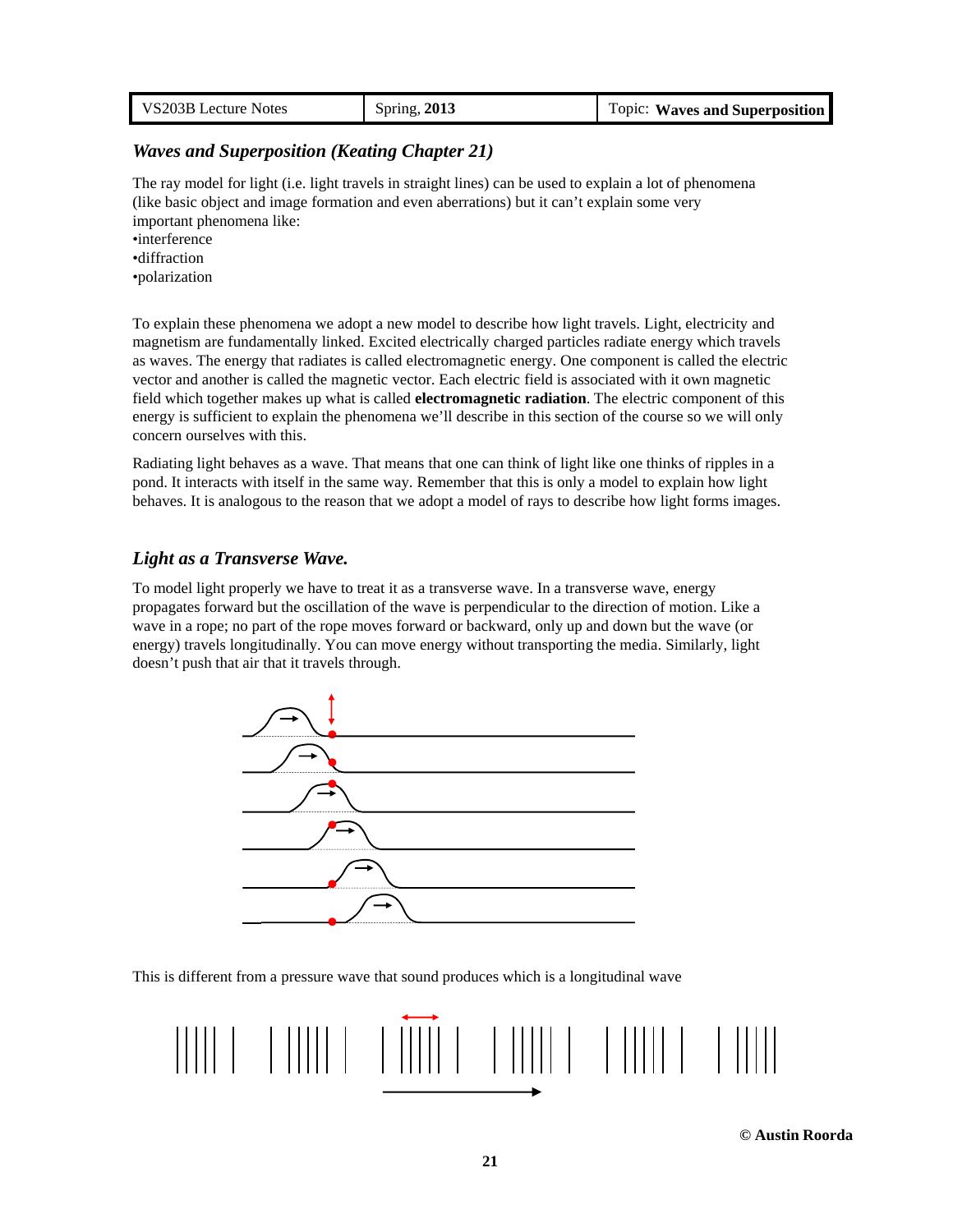## Waves and Superposition (Keating Chapter 21)

The ray model for light (i.e. light travels in straight lines) can be used to explain a lot of phenomena (like basic object and image formation and even aberrations) but it can't explain some very important phenomena like:

- interference
- diffraction
- polarization

To explain these phenomena we adopt a new model to describe how light travels. Light, electricity and magnetism are fundamentally linked. Excited electrically charged particles radiate energy which travels as waves. The energy that radiates is called electromagnetic energy. One component is called the electric vector and another is called the magnetic vector. Each electric field is associated with it own magnetic field which together makes up what is called **electromagnetic radiation**. The electric component of this energy is sufficient to explain the phenomena we'll describe in this section of the course so we will only concern ourselves with this.

Radiating light behaves as a wave. That means that one can think of light like one thinks of ripples in a pond. It interacts with itself in the same way. Remember that this is only a model to explain how light behaves. It is analogous to the reason that we adopt a model of rays to describe how light forms images.

## Light as a Transverse Wave.

To model light properly we have to treat it as a transverse wave. In a transverse wave, energy propagates forward but the oscillation of the wave is perpendicular to the direction of motion. Like a wave in a rope; no part of the rope moves forward or backward, only up and down but the wave (or energy) travels longitudinally. You can move energy without transporting the media. Similarly, light doesn't push that air that it travels through.

This is different from a pressure wave that sound produces which is a longitudinal wave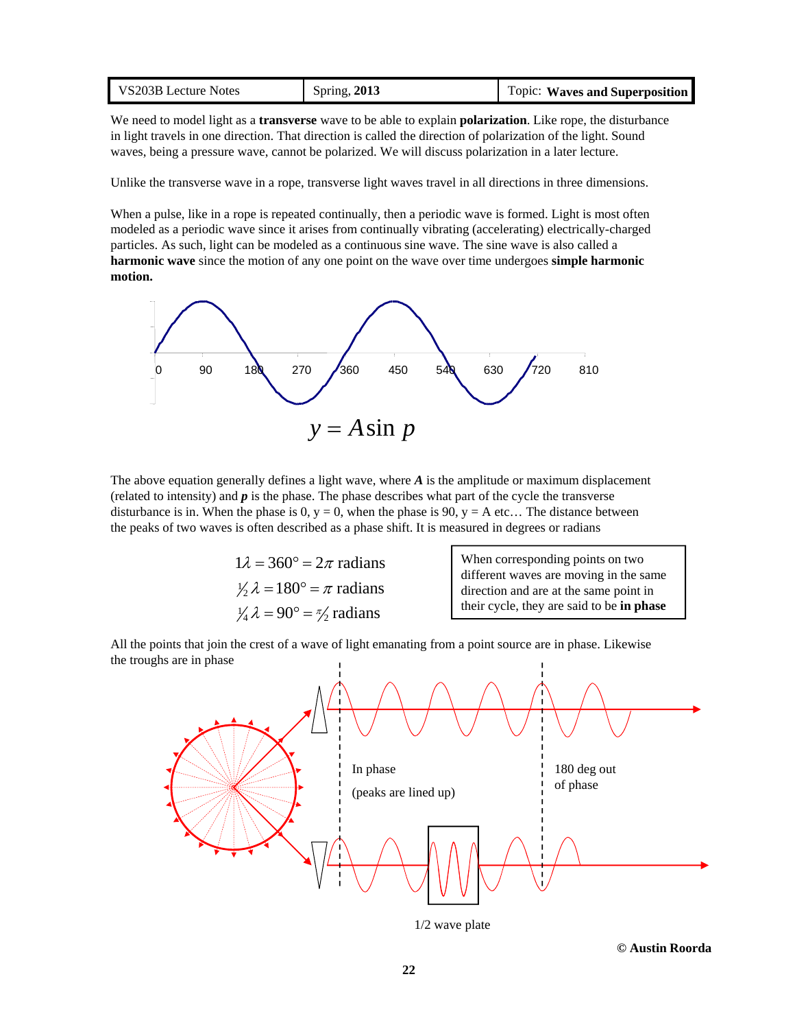We need to model light as a **transverse** wave to be able to explain **polarization**. Like rope, the disturbance in light travels in one direction. That direction is called the direction of polarization of the light. Sound waves, being a pressure wave, cannot be polarized. We will discuss polarization in a later lecture.

Unlike the transverse wave in a rope, transverse light waves travel in all directions in three dimensions.

When a pulse, like in a rope is repeated continually, then a periodic wave is formed. Light is most often modeled as a periodic wave since it arises from continually vibrating (accelerating) electrically-charged particles. As such, light can be modeled as a continuous sine wave. The sine wave is also called a **harmonic wave** since the motion of any one point on the wave over time undergoes **simple harmonic motion.**

$$y = A \sin p$$

The above equation generally defines a light wave, where $\boldsymbol{A}$ is the amplitude or maximum displacement (related to intensity) and $\boldsymbol{p}$ is the phase. The phase describes what part of the cycle the transverse disturbance is in. When the phase is 0, y = 0, when the phase is 90, y = A etc… The distance between the peaks of two waves is often described as a phase shift. It is measured in degrees or radians

$$1\lambda = 360° = 2\pi \text{ radians}$$

$$\tfrac{1}{2}\lambda = 180° = \pi \text{ radians}$$

$$\tfrac{1}{4}\lambda = 90° = \tfrac{\pi}{2} \text{ radians}$$

When corresponding points on two different waves are moving in the same direction and are at the same point in their cycle, they are said to be **in phase**

All the points that join the crest of a wave of light emanating from a point source are in phase. Likewise the troughs are in phase

In phase

(peaks are lined up)

180 deg out of phase

1/2 wave plate

© Austin Roorda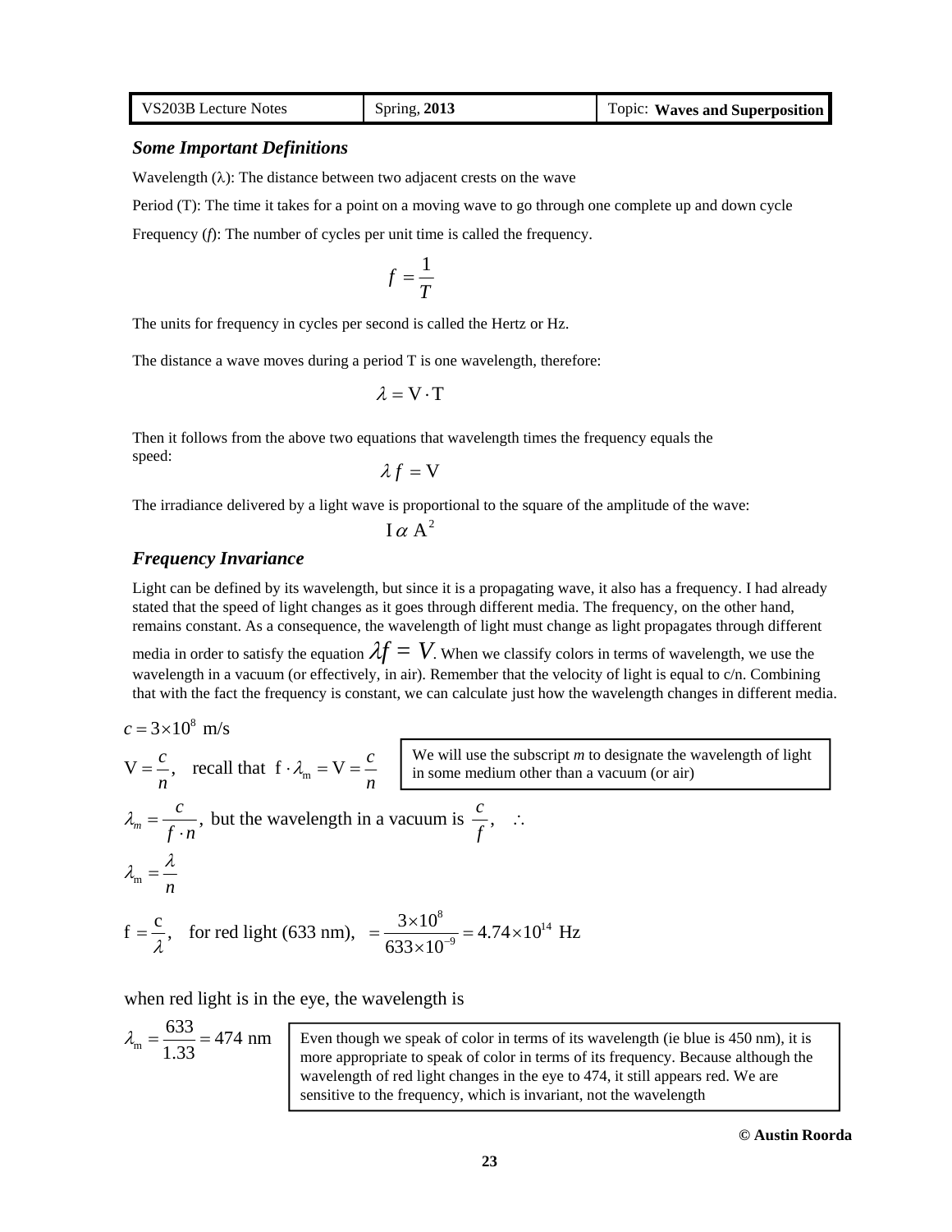### *Some Important Definitions*

Wavelength ($\lambda$): The distance between two adjacent crests on the wave

Period (T): The time it takes for a point on a moving wave to go through one complete up and down cycle

Frequency ($f$): The number of cycles per unit time is called the frequency.

$$f = \frac{1}{T}$$

The units for frequency in cycles per second is called the Hertz or Hz.

The distance a wave moves during a period T is one wavelength, therefore:

$$\lambda = \mathrm{V} \cdot \mathrm{T}$$

Then it follows from the above two equations that wavelength times the frequency equals the speed:

$$\lambda f = \mathrm{V}$$

The irradiance delivered by a light wave is proportional to the square of the amplitude of the wave:

$$\mathrm{I} \,\alpha\, \mathrm{A}^2$$

### *Frequency Invariance*

Light can be defined by its wavelength, but since it is a propagating wave, it also has a frequency. I had already stated that the speed of light changes as it goes through different media. The frequency, on the other hand, remains constant. As a consequence, the wavelength of light must change as light propagates through different media in order to satisfy the equation $\lambda f = V$. When we classify colors in terms of wavelength, we use the wavelength in a vacuum (or effectively, in air). Remember that the velocity of light is equal to c/n. Combining that with the fact the frequency is constant, we can calculate just how the wavelength changes in different media.

$$c = 3 \times 10^8 \text{ m/s}$$

$$\mathrm{V} = \frac{c}{n}, \quad \text{recall that } \mathrm{f} \cdot \lambda_{\mathrm{m}} = \mathrm{V} = \frac{c}{n}$$

We will use the subscript *m* to designate the wavelength of light in some medium other than a vacuum (or air)

$$\lambda_m = \frac{c}{f \cdot n}, \text{ but the wavelength in a vacuum is } \frac{c}{f}, \quad \therefore$$

$$\lambda_{\mathrm{m}} = \frac{\lambda}{n}$$

$$\mathrm{f} = \frac{\mathrm{c}}{\lambda}, \quad \text{for red light (633 nm),} \quad = \frac{3 \times 10^8}{633 \times 10^{-9}} = 4.74 \times 10^{14} \text{ Hz}$$

when red light is in the eye, the wavelength is

$$\lambda_{\mathrm{m}} = \frac{633}{1.33} = 474 \text{ nm}$$

Even though we speak of color in terms of its wavelength (ie blue is 450 nm), it is more appropriate to speak of color in terms of its frequency. Because although the wavelength of red light changes in the eye to 474, it still appears red. We are sensitive to the frequency, which is invariant, not the wavelength

**© Austin Roorda**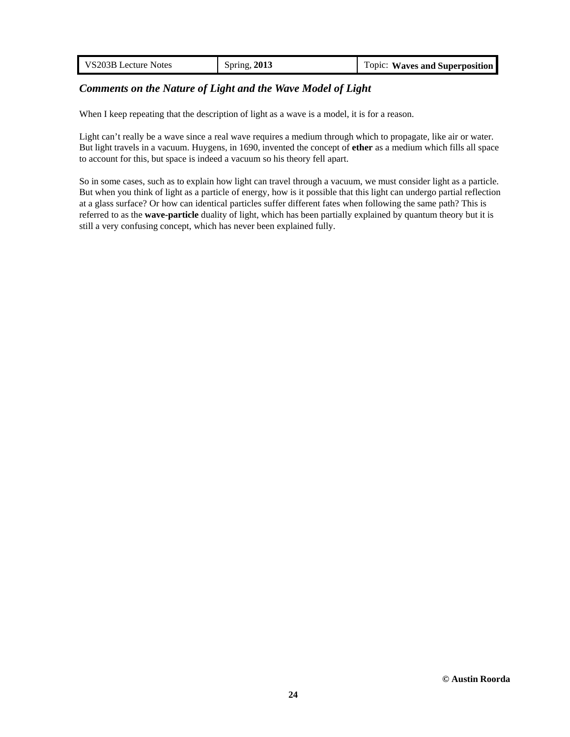## *Comments on the Nature of Light and the Wave Model of Light*

When I keep repeating that the description of light as a wave is a model, it is for a reason.

Light can't really be a wave since a real wave requires a medium through which to propagate, like air or water. But light travels in a vacuum. Huygens, in 1690, invented the concept of **ether** as a medium which fills all space to account for this, but space is indeed a vacuum so his theory fell apart.

So in some cases, such as to explain how light can travel through a vacuum, we must consider light as a particle. But when you think of light as a particle of energy, how is it possible that this light can undergo partial reflection at a glass surface? Or how can identical particles suffer different fates when following the same path? This is referred to as the **wave-particle** duality of light, which has been partially explained by quantum theory but it is still a very confusing concept, which has never been explained fully.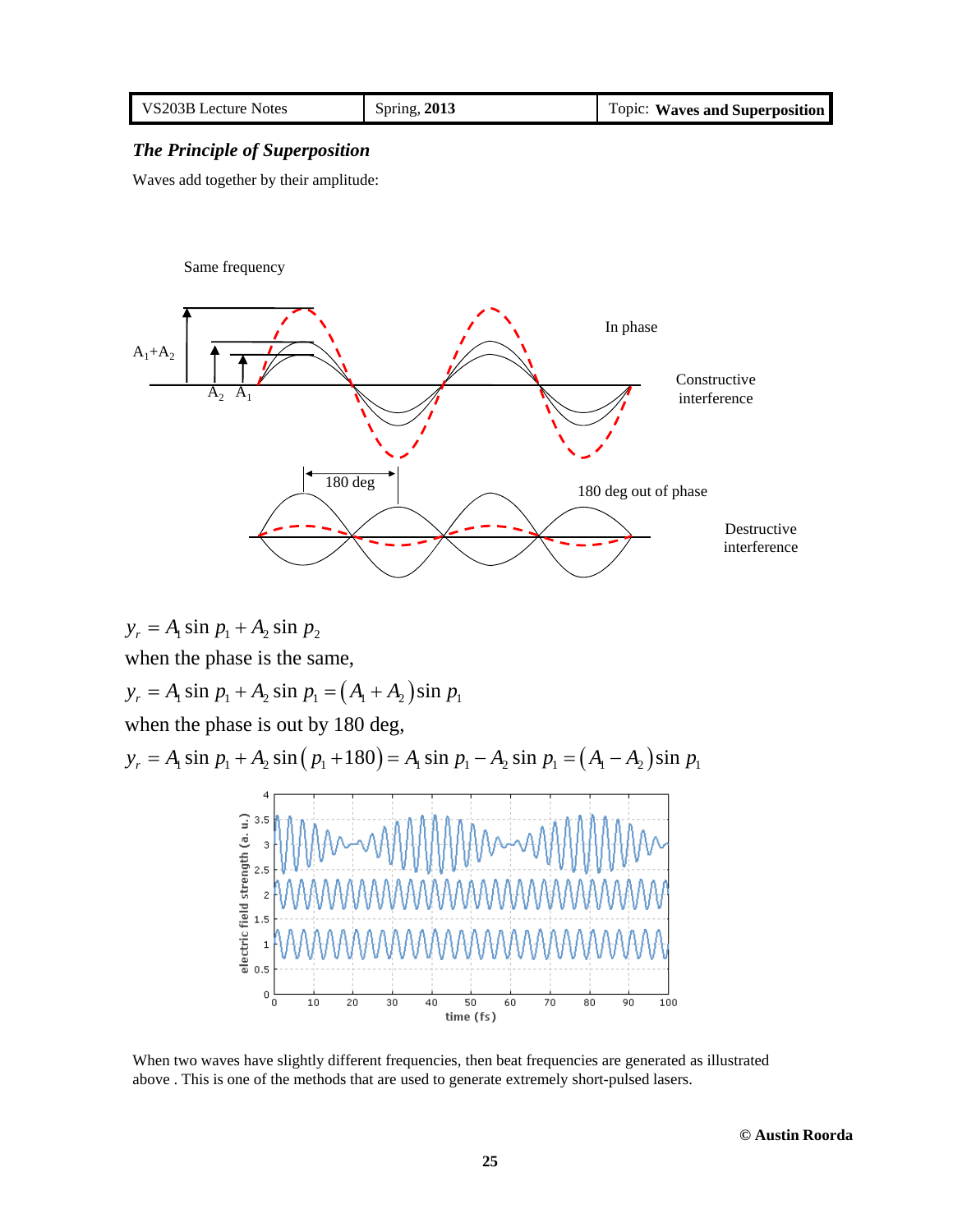## *The Principle of Superposition*

Waves add together by their amplitude:

$$y_r = A_1 \sin p_1 + A_2 \sin p_2$$

when the phase is the same,

$$y_r = A_1 \sin p_1 + A_2 \sin p_1 = (A_1 + A_2) \sin p_1$$

when the phase is out by 180 deg,

$$y_r = A_1 \sin p_1 + A_2 \sin(p_1 + 180) = A_1 \sin p_1 - A_2 \sin p_1 = (A_1 - A_2) \sin p_1$$

When two waves have slightly different frequencies, then beat frequencies are generated as illustrated above . This is one of the methods that are used to generate extremely short-pulsed lasers.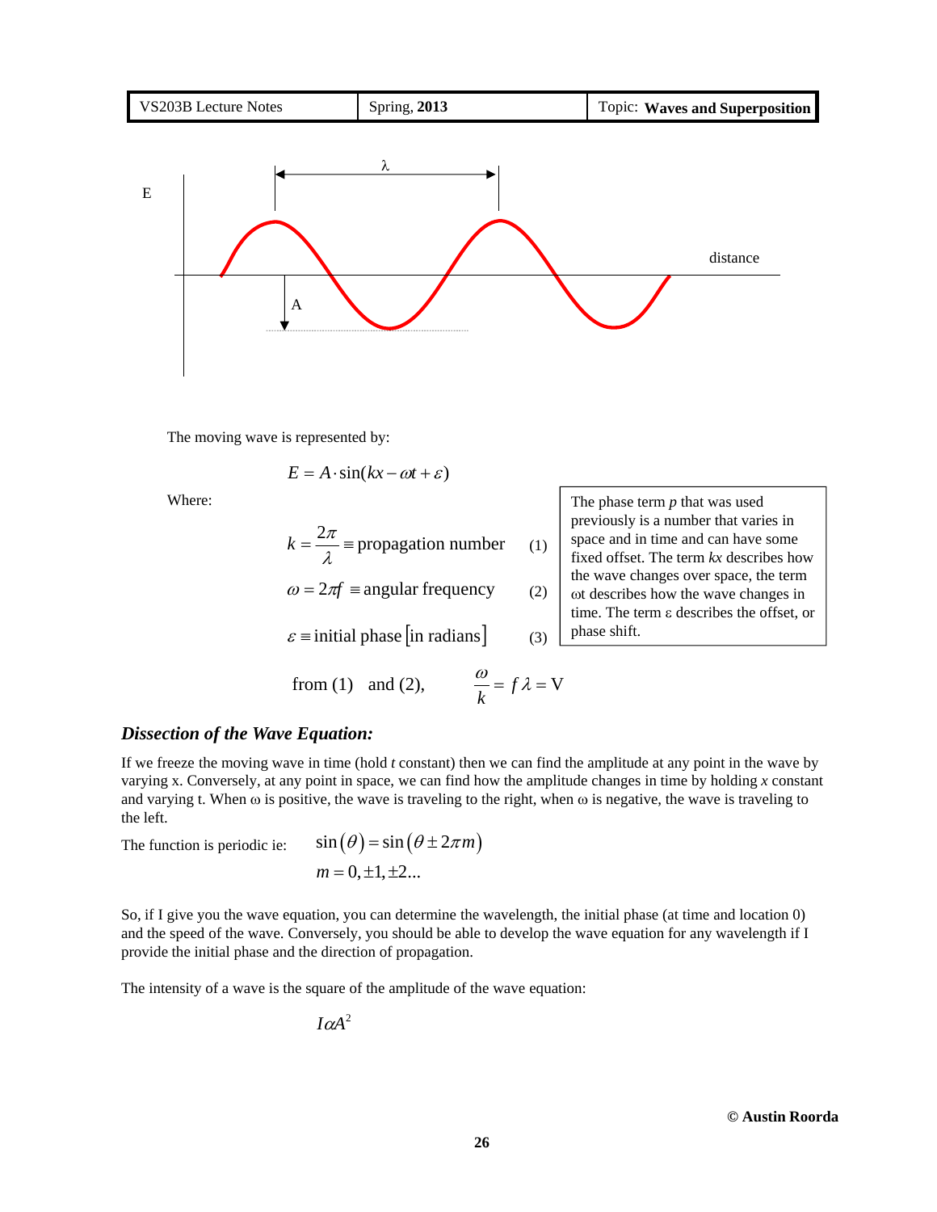The moving wave is represented by:

$$E = A \cdot \sin(kx - \omega t + \varepsilon)$$

Where:

$$k = \frac{2\pi}{\lambda} \equiv \text{propagation number} \qquad (1)$$

$$\omega = 2\pi f \equiv \text{angular frequency} \qquad (2)$$

$$\varepsilon \equiv \text{initial phase [in radians]} \qquad (3)$$

The phase term *p* that was used previously is a number that varies in space and in time and can have some fixed offset. The term *kx* describes how the wave changes over space, the term ωt describes how the wave changes in time. The term ε describes the offset, or phase shift.

$$\text{from (1) and (2),} \qquad \frac{\omega}{k} = f\lambda = \text{V}$$

### *Dissection of the Wave Equation:*

If we freeze the moving wave in time (hold *t* constant) then we can find the amplitude at any point in the wave by varying x. Conversely, at any point in space, we can find how the amplitude changes in time by holding *x* constant and varying t. When ω is positive, the wave is traveling to the right, when ω is negative, the wave is traveling to the left.

The function is periodic ie: $\sin(\theta) = \sin(\theta \pm 2\pi m)$

$$m = 0, \pm 1, \pm 2 \ldots$$

So, if I give you the wave equation, you can determine the wavelength, the initial phase (at time and location 0) and the speed of the wave. Conversely, you should be able to develop the wave equation for any wavelength if I provide the initial phase and the direction of propagation.

The intensity of a wave is the square of the amplitude of the wave equation:

$$I \alpha A^2$$

**© Austin Roorda**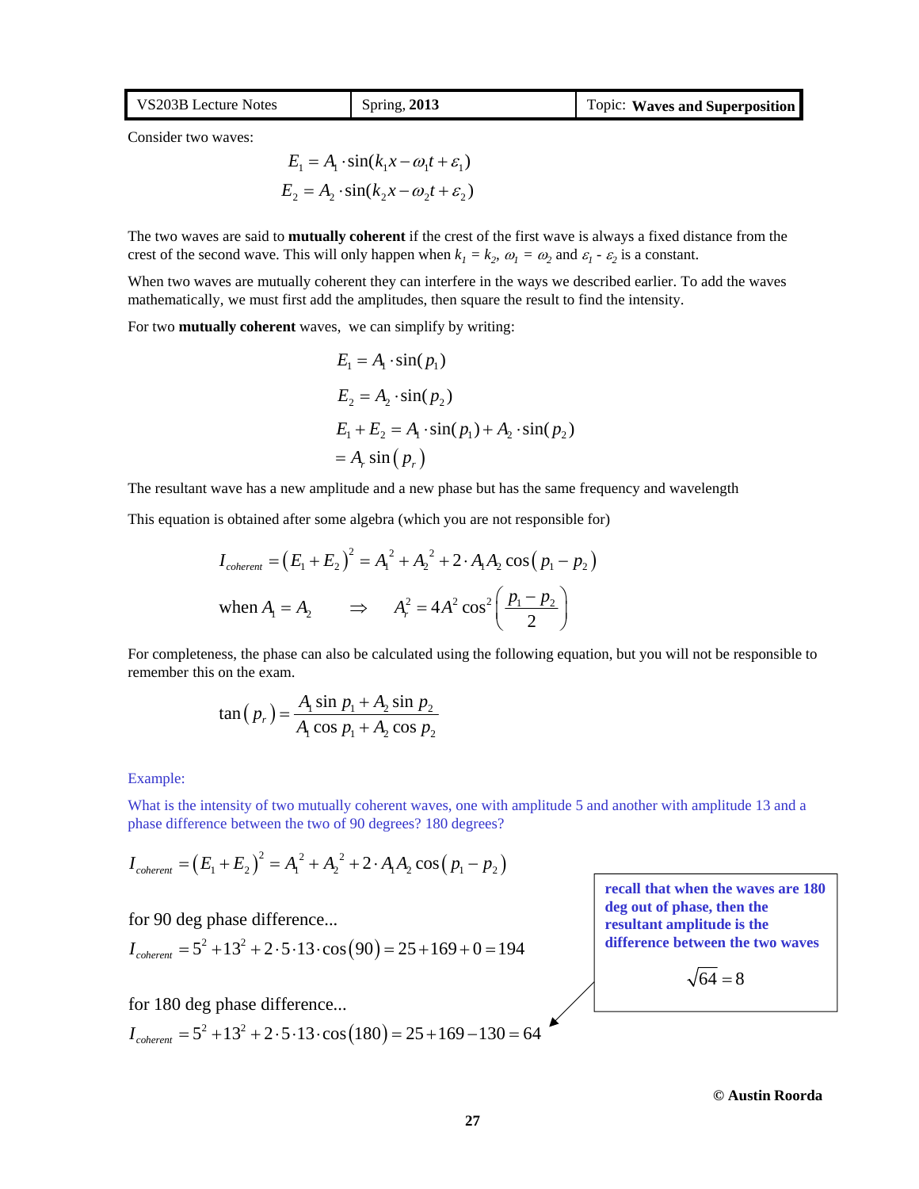Consider two waves:

$$E_1 = A_1 \cdot \sin(k_1 x - \omega_1 t + \varepsilon_1)$$
$$E_2 = A_2 \cdot \sin(k_2 x - \omega_2 t + \varepsilon_2)$$

The two waves are said to **mutually coherent** if the crest of the first wave is always a fixed distance from the crest of the second wave. This will only happen when $k_1 = k_2$, $\omega_1 = \omega_2$ and $\varepsilon_1 - \varepsilon_2$ is a constant.

When two waves are mutually coherent they can interfere in the ways we described earlier. To add the waves mathematically, we must first add the amplitudes, then square the result to find the intensity.

For two **mutually coherent** waves, we can simplify by writing:

$$E_1 = A_1 \cdot \sin(p_1)$$
$$E_2 = A_2 \cdot \sin(p_2)$$
$$E_1 + E_2 = A_1 \cdot \sin(p_1) + A_2 \cdot \sin(p_2)$$
$$= A_r \sin(p_r)$$

The resultant wave has a new amplitude and a new phase but has the same frequency and wavelength

This equation is obtained after some algebra (which you are not responsible for)

$$I_{coherent} = (E_1 + E_2)^2 = A_1^2 + A_2^2 + 2 \cdot A_1 A_2 \cos(p_1 - p_2)$$

$$\text{when } A_1 = A_2 \quad \Rightarrow \quad A_r^2 = 4A^2 \cos^2\left(\frac{p_1 - p_2}{2}\right)$$

For completeness, the phase can also be calculated using the following equation, but you will not be responsible to remember this on the exam.

$$\tan(p_r) = \frac{A_1 \sin p_1 + A_2 \sin p_2}{A_1 \cos p_1 + A_2 \cos p_2}$$

Example:

What is the intensity of two mutually coherent waves, one with amplitude 5 and another with amplitude 13 and a phase difference between the two of 90 degrees? 180 degrees?

$$I_{coherent} = (E_1 + E_2)^2 = A_1^2 + A_2^2 + 2 \cdot A_1 A_2 \cos(p_1 - p_2)$$

for 90 deg phase difference...

$$I_{coherent} = 5^2 + 13^2 + 2 \cdot 5 \cdot 13 \cdot \cos(90) = 25 + 169 + 0 = 194$$

for 180 deg phase difference...

$$I_{coherent} = 5^2 + 13^2 + 2 \cdot 5 \cdot 13 \cdot \cos(180) = 25 + 169 - 130 = 64$$

**recall that when the waves are 180 deg out of phase, then the resultant amplitude is the difference between the two waves**

$$\sqrt{64} = 8$$

**© Austin Roorda**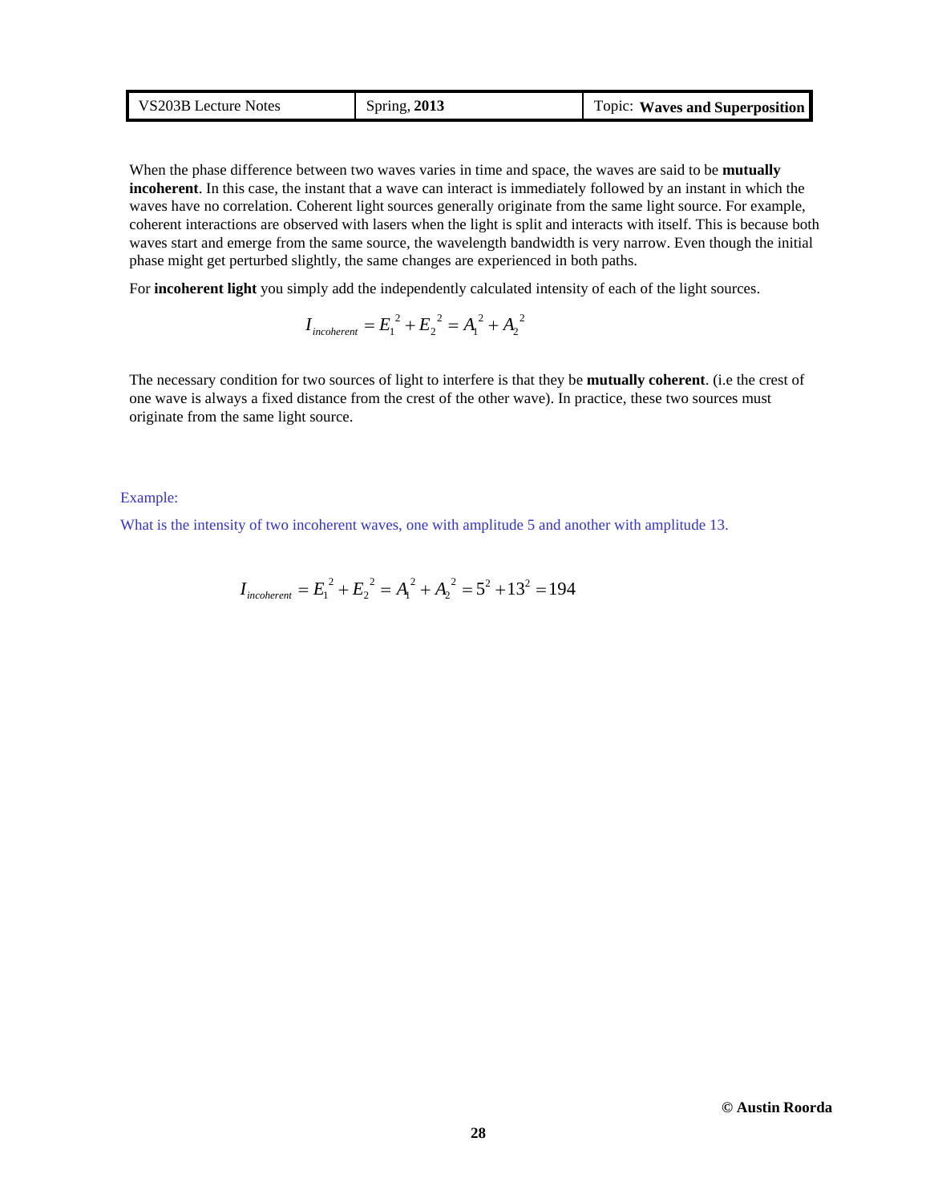When the phase difference between two waves varies in time and space, the waves are said to be **mutually incoherent**. In this case, the instant that a wave can interact is immediately followed by an instant in which the waves have no correlation. Coherent light sources generally originate from the same light source. For example, coherent interactions are observed with lasers when the light is split and interacts with itself. This is because both waves start and emerge from the same source, the wavelength bandwidth is very narrow. Even though the initial phase might get perturbed slightly, the same changes are experienced in both paths.

For **incoherent light** you simply add the independently calculated intensity of each of the light sources.

$$I_{incoherent} = E_1^{\ 2} + E_2^{\ 2} = A_1^{\ 2} + A_2^{\ 2}$$

The necessary condition for two sources of light to interfere is that they be **mutually coherent**. (i.e the crest of one wave is always a fixed distance from the crest of the other wave). In practice, these two sources must originate from the same light source.

Example:

What is the intensity of two incoherent waves, one with amplitude 5 and another with amplitude 13.

$$I_{incoherent} = E_1^{\ 2} + E_2^{\ 2} = A_1^{\ 2} + A_2^{\ 2} = 5^2 + 13^2 = 194$$

© Austin Roorda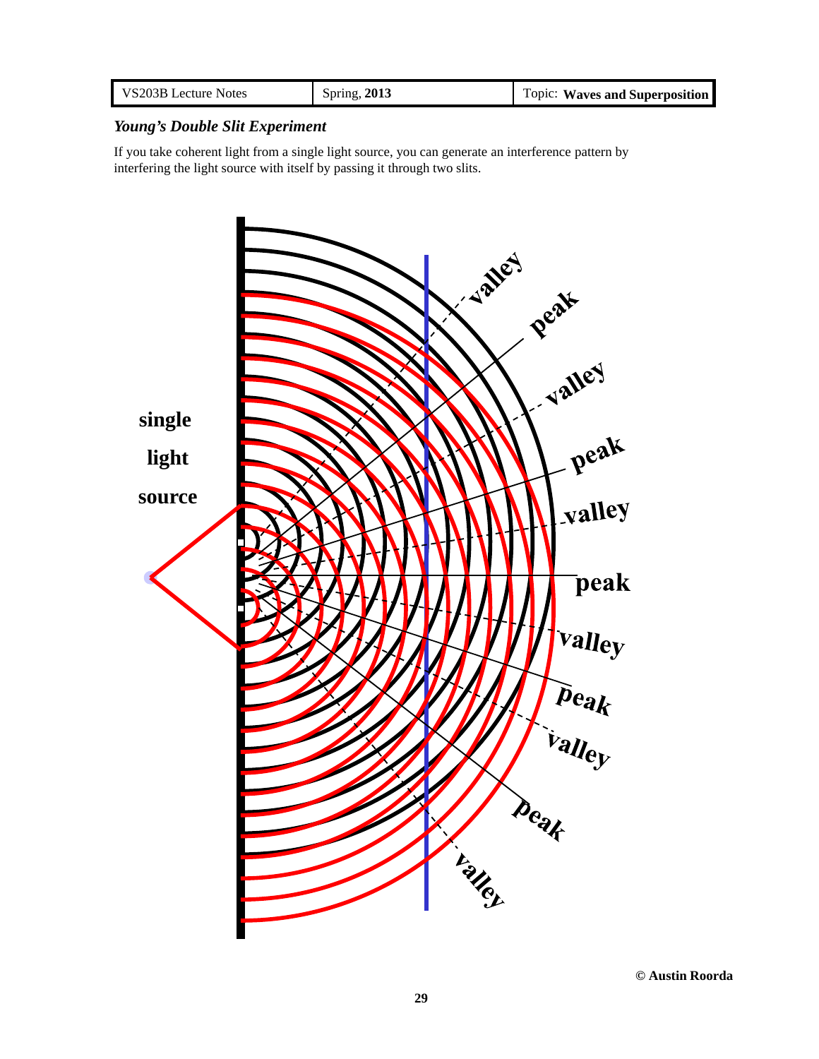*Young's Double Slit Experiment*

If you take coherent light from a single light source, you can generate an interference pattern by interfering the light source with itself by passing it through two slits.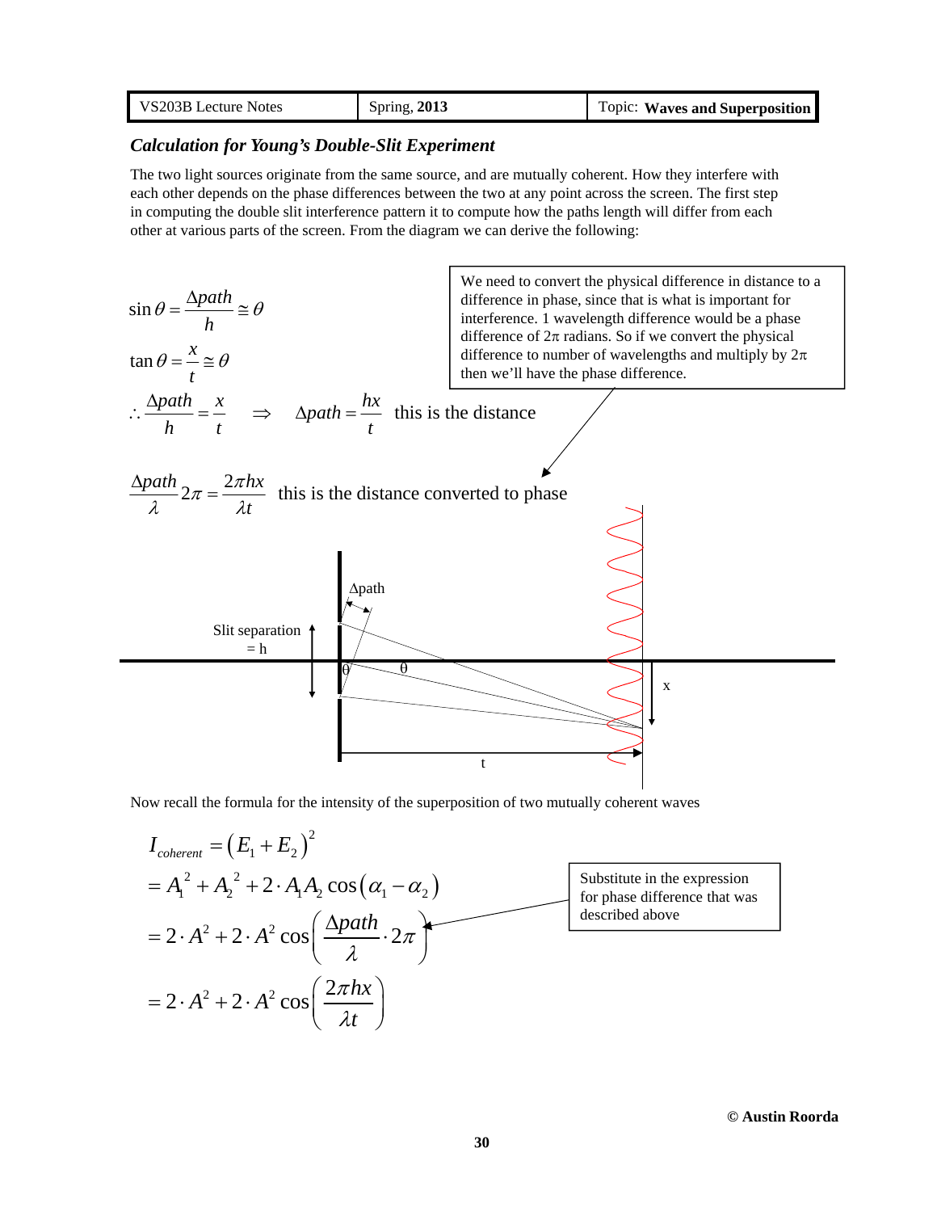### *Calculation for Young's Double-Slit Experiment*

The two light sources originate from the same source, and are mutually coherent. How they interfere with each other depends on the phase differences between the two at any point across the screen. The first step in computing the double slit interference pattern it to compute how the paths length will differ from each other at various parts of the screen. From the diagram we can derive the following:

$$\sin\theta = \frac{\Delta path}{h} \cong \theta$$

$$\tan\theta = \frac{x}{t} \cong \theta$$

$$\therefore \frac{\Delta path}{h} = \frac{x}{t} \quad \Rightarrow \quad \Delta path = \frac{hx}{t}$$ this is the distance

We need to convert the physical difference in distance to a difference in phase, since that is what is important for interference. 1 wavelength difference would be a phase difference of $2\pi$ radians. So if we convert the physical difference to number of wavelengths and multiply by $2\pi$ then we'll have the phase difference.

$$\frac{\Delta path}{\lambda} 2\pi = \frac{2\pi hx}{\lambda t}$$ this is the distance converted to phase

Δpath

Slit separation = h

θ θ

x

t

Now recall the formula for the intensity of the superposition of two mutually coherent waves

$$I_{coherent} = \left(E_1 + E_2\right)^2$$

$$= A_1^{\,2} + A_2^{\,2} + 2 \cdot A_1 A_2 \cos\left(\alpha_1 - \alpha_2\right)$$

$$= 2 \cdot A^2 + 2 \cdot A^2 \cos\left(\frac{\Delta path}{\lambda} \cdot 2\pi\right)$$

$$= 2 \cdot A^2 + 2 \cdot A^2 \cos\left(\frac{2\pi hx}{\lambda t}\right)$$

Substitute in the expression for phase difference that was described above

**© Austin Roorda**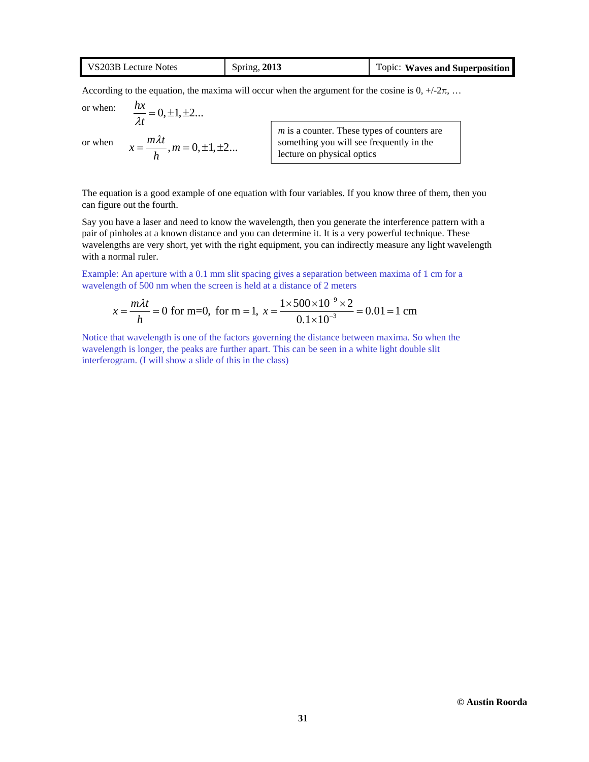According to the equation, the maxima will occur when the argument for the cosine is 0, +/-2π, …

or when: $\frac{hx}{\lambda t} = 0, \pm 1, \pm 2...$

or when $x = \frac{m\lambda t}{h}, m = 0, \pm 1, \pm 2...$

> *m* is a counter. These types of counters are something you will see frequently in the lecture on physical optics

The equation is a good example of one equation with four variables. If you know three of them, then you can figure out the fourth.

Say you have a laser and need to know the wavelength, then you generate the interference pattern with a pair of pinholes at a known distance and you can determine it. It is a very powerful technique. These wavelengths are very short, yet with the right equipment, you can indirectly measure any light wavelength with a normal ruler.

Example: An aperture with a 0.1 mm slit spacing gives a separation between maxima of 1 cm for a wavelength of 500 nm when the screen is held at a distance of 2 meters

$$x = \frac{m\lambda t}{h} = 0 \text{ for m=0, for m} = 1, \; x = \frac{1 \times 500 \times 10^{-9} \times 2}{0.1 \times 10^{-3}} = 0.01 = 1 \text{ cm}$$

Notice that wavelength is one of the factors governing the distance between maxima. So when the wavelength is longer, the peaks are further apart. This can be seen in a white light double slit interferogram. (I will show a slide of this in the class)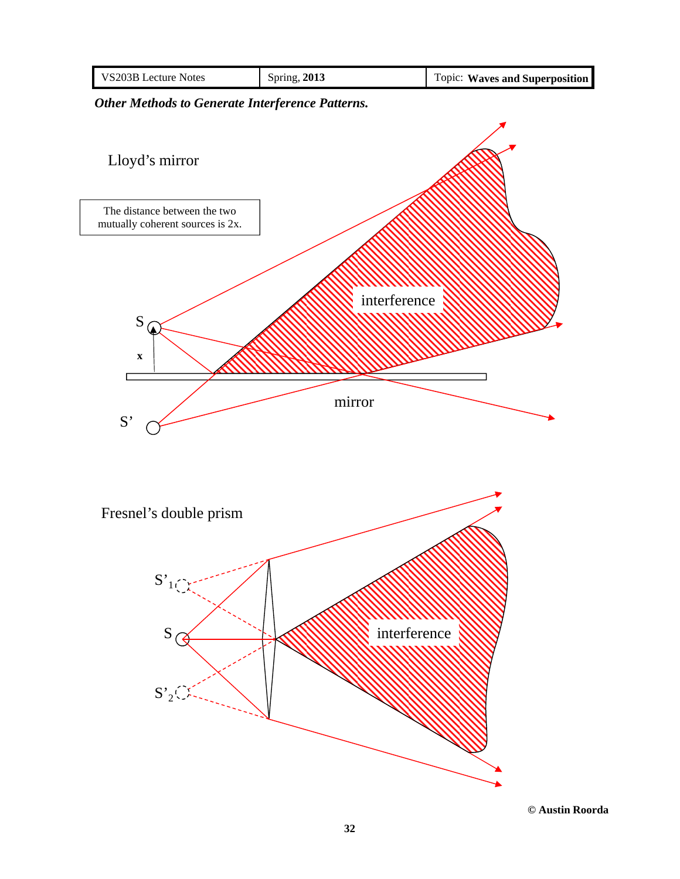***Other Methods to Generate Interference Patterns.***

Lloyd's mirror

The distance between the two mutually coherent sources is 2x.

S

x

interference

mirror

S'

Fresnel's double prism

$S'_1$

S

$S'_2$

interference

© Austin Roorda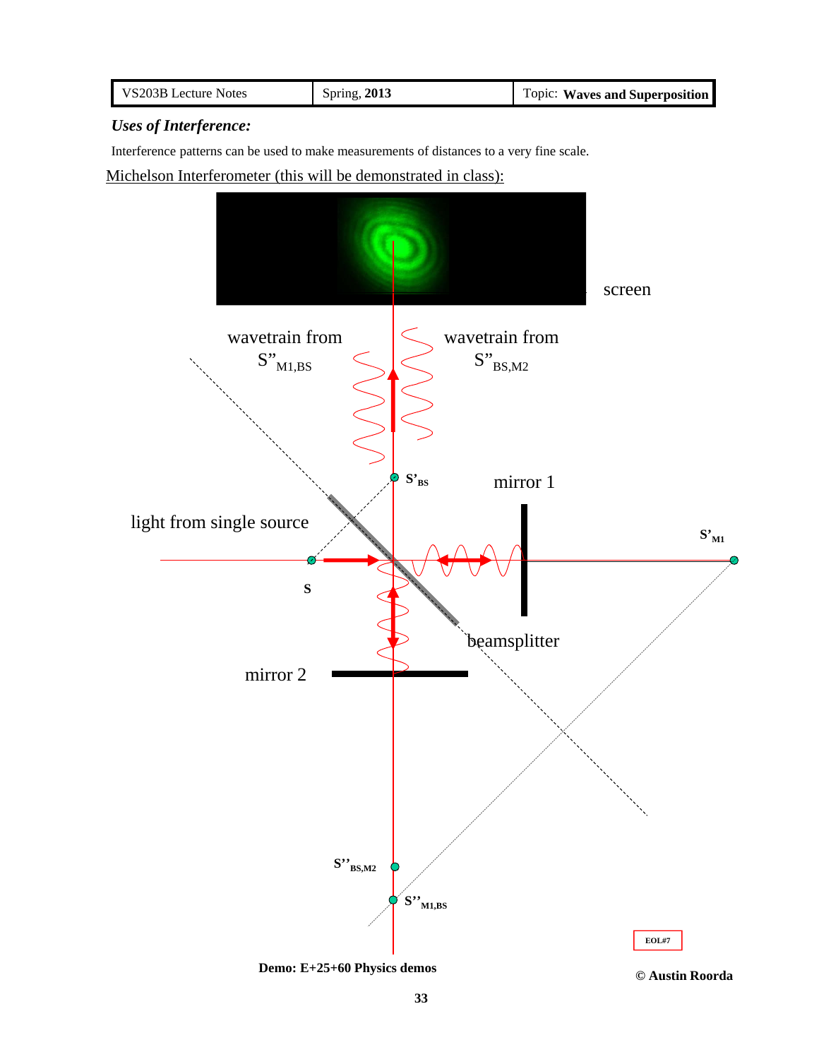***Uses of Interference:***

Interference patterns can be used to make measurements of distances to a very fine scale.

Michelson Interferometer (this will be demonstrated in class):

screen

wavetrain from $S''_{M1,BS}$

wavetrain from $S''_{BS,M2}$

$S'_{BS}$

mirror 1

light from single source

$S'_{M1}$

S

beamsplitter

mirror 2

$S''_{BS,M2}$

$S''_{M1,BS}$

EOL#7

**Demo: E+25+60 Physics demos**

**© Austin Roorda**